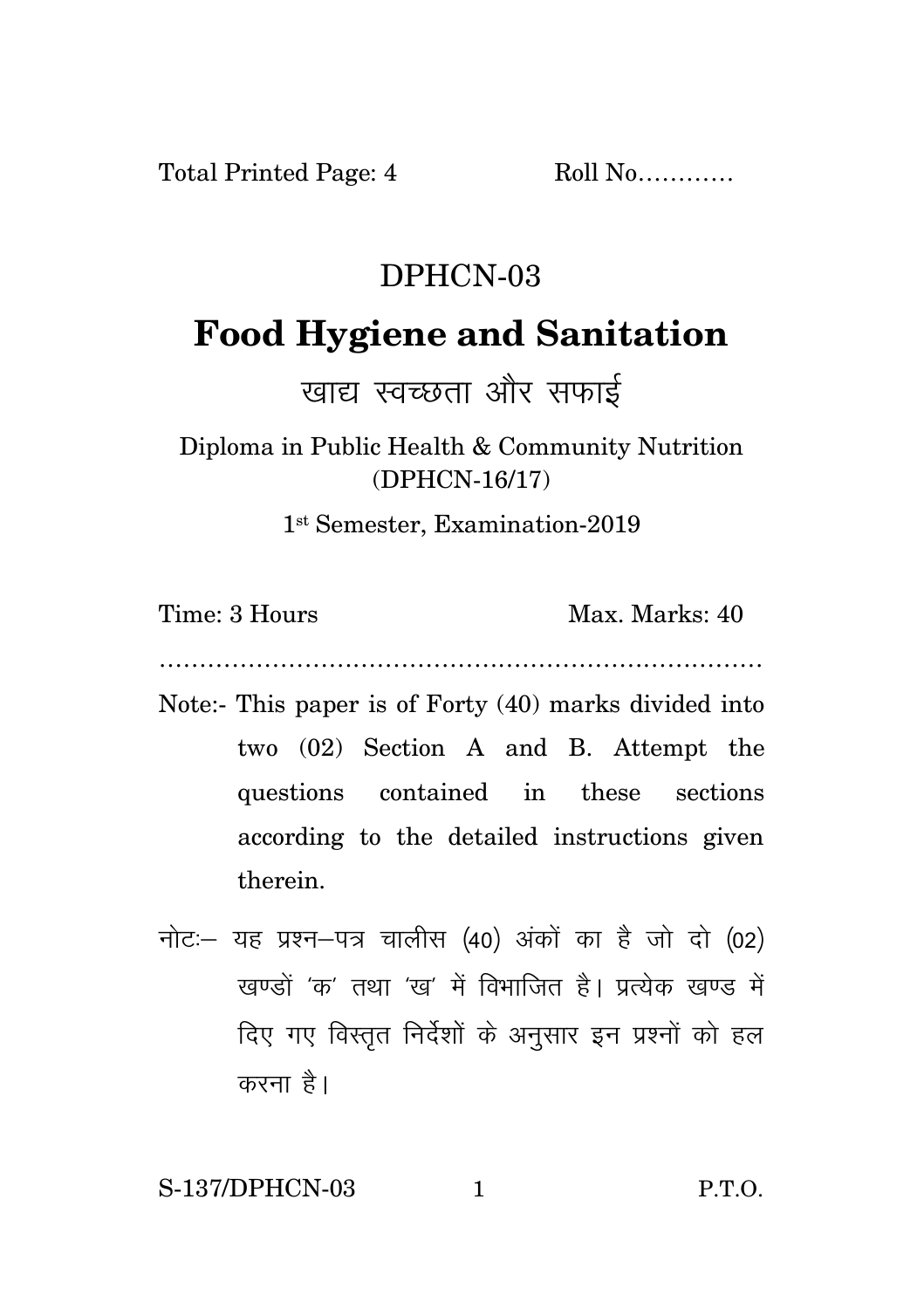Total Printed Page: 4 Roll No…………

# DPHCN-03

# Food Hygiene and Sanitation

## खाद्य स्वच्छता और सफाई

Diploma in Public Health & Community Nutrition (DPHCN-16/17)

1st Semester, Examination-2019

Time: 3 Hours Max. Marks: 40

…………………………………………………………………

Note:- This paper is of Forty (40) marks divided into two (02) Section A and B. Attempt the questions contained in these sections according to the detailed instructions given therein.

नोटः– यह प्रश्न–पत्र चालीस (40) अंकों का है जो दो (02) खण्डों 'क' तथा 'ख' में विभाजित है। प्रत्येक खण्ड में दिए गए विस्तृत निर्देशों के अनुसार इन प्रश्नों को हल करना है।

S-137/DPHCN-03 P.T.O.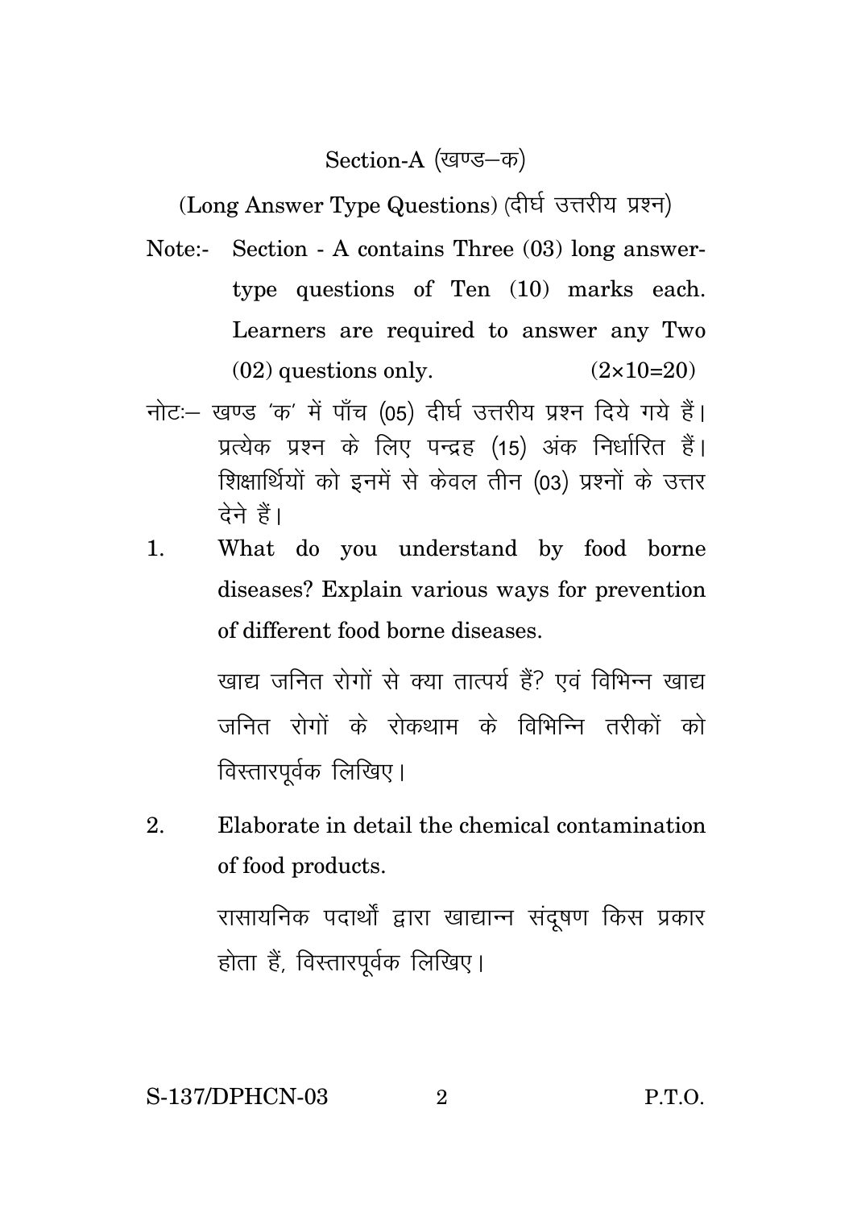## Section-A (खण्ड–क)

### (Long Answer Type Questions) (दीर्घ उत्तरीय प्रश्न)

Note:- Section - A contains Three (03) long answer-type questions of Ten (10) marks each. Learners are required to answer any Two (02) questions only. (2×10=20)

नोटः– खण्ड 'क' में पाँच (05) दीर्घ उत्तरीय प्रश्न दिये गये हैं। प्रत्येक प्रश्न के लिए पन्द्रह (15) अंक निर्धारित हैं। शिक्षार्थियों को इनमें से केवल तीन (03) प्रश्नों के उत्तर देने हैं।

1. What do you understand by food borne diseases? Explain various ways for prevention of different food borne diseases.

   खाद्य जनित रोगों से क्या तात्पर्य हैं? एवं विभिन्न खाद्य जनित रोगों के रोकथाम के विभिन्नि तरीकों को विस्तारपूर्वक लिखिए।

2. Elaborate in detail the chemical contamination of food products.

   रासायनिक पदार्थों द्वारा खाद्यान्न संदूषण किस प्रकार होता हैं, विस्तारपूर्वक लिखिए।

S-137/DPHCN-03 P.T.O.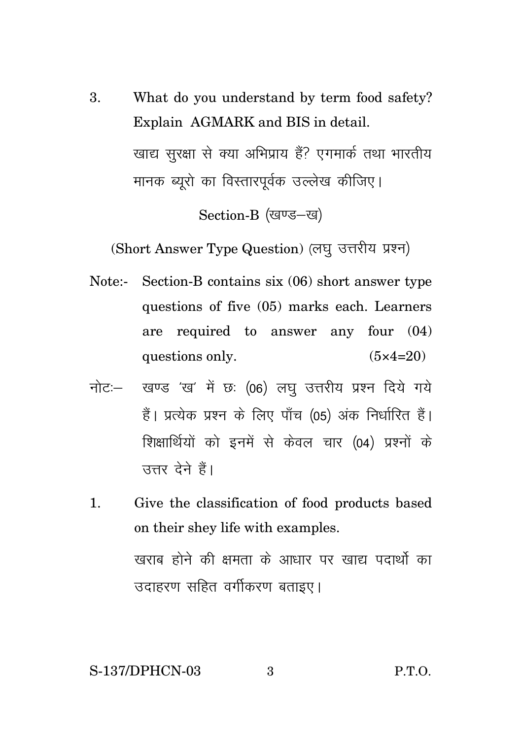3. What do you understand by term food safety? Explain AGMARK and BIS in detail.

   खाद्य सुरक्षा से क्या अभिप्राय हैं? एगमार्क तथा भारतीय मानक ब्यूरो का विस्तारपूर्वक उल्लेख कीजिए।

## Section-B (खण्ड–ख)

### (Short Answer Type Question) (लघु उत्तरीय प्रश्न)

Note:- Section-B contains six (06) short answer type questions of five (05) marks each. Learners are required to answer any four (04) questions only. (5×4=20)

नोटः– खण्ड 'ख' में छः (06) लघु उत्तरीय प्रश्न दिये गये हैं। प्रत्येक प्रश्न के लिए पाँच (05) अंक निर्धारित हैं। शिक्षार्थियों को इनमें से केवल चार (04) प्रश्नों के उत्तर देने हैं।

1. Give the classification of food products based on their shey life with examples.

   खराब होने की क्षमता के आधार पर खाद्य पदार्थो का उदाहरण सहित वर्गीकरण बताइए।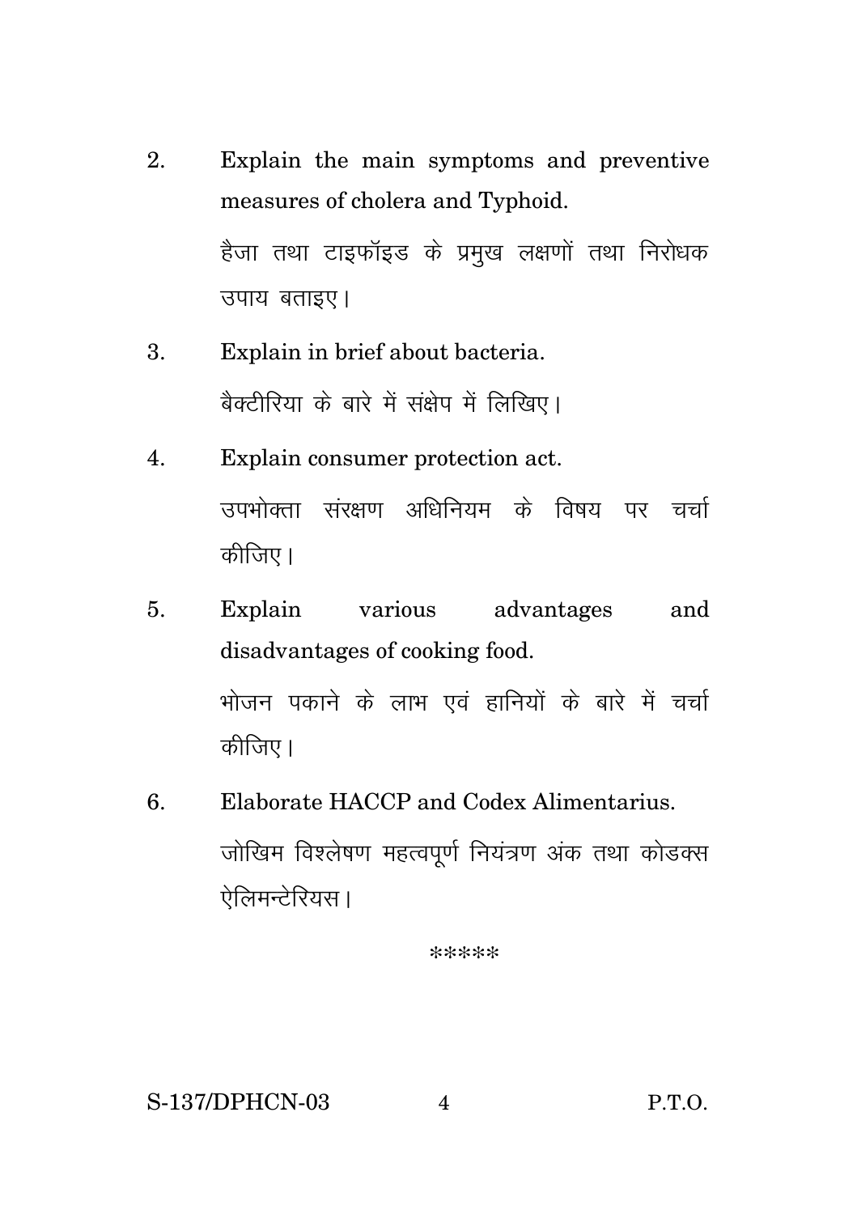2. Explain the main symptoms and preventive measures of cholera and Typhoid.

   हैजा तथा टाइफॉइड के प्रमुख लक्षणों तथा निरोधक उपाय बताइए।

3. Explain in brief about bacteria.

   बैक्टीरिया के बारे में संक्षेप में लिखिए।

4. Explain consumer protection act.

   उपभोक्ता संरक्षण अधिनियम के विषय पर चर्चा कीजिए।

5. Explain various advantages and disadvantages of cooking food.

   भोजन पकाने के लाभ एवं हानियों के बारे में चर्चा कीजिए।

6. Elaborate HACCP and Codex Alimentarius.

   जोखिम विश्लेषण महत्वपूर्ण नियंत्रण अंक तथा कोडक्स ऐलिमन्टेरियस।

*****

S-137/DPHCN-03 P.T.O.